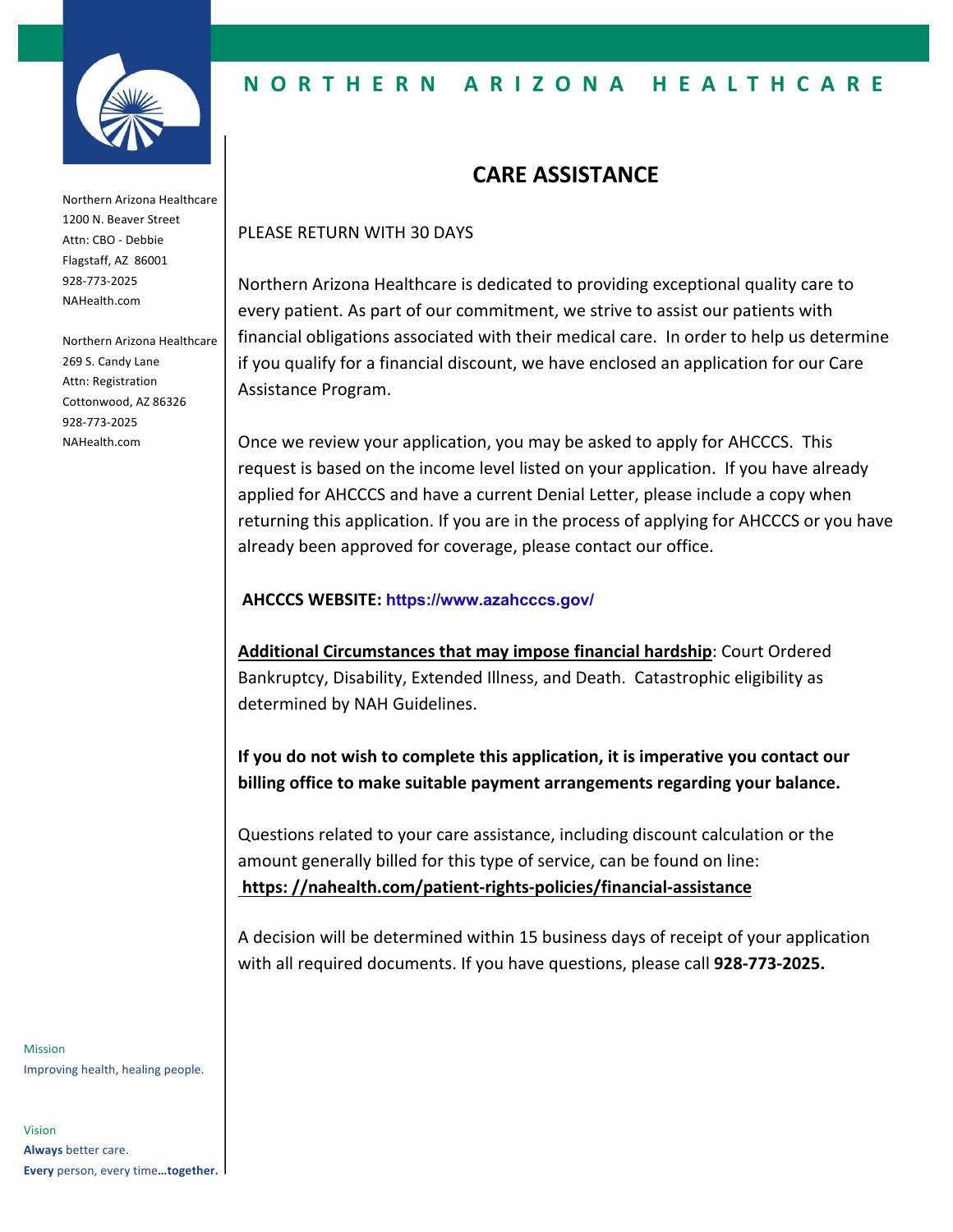NORTHERN ARIZONA HEALTHCARE

Northern Arizona Healthcare
1200 N. Beaver Street
Attn: CBO - Debbie
Flagstaff, AZ 86001
928-773-2025
NAHealth.com

Northern Arizona Healthcare
269 S. Candy Lane
Attn: Registration
Cottonwood, AZ 86326
928-773-2025
NAHealth.com

# CARE ASSISTANCE

PLEASE RETURN WITH 30 DAYS

Northern Arizona Healthcare is dedicated to providing exceptional quality care to every patient. As part of our commitment, we strive to assist our patients with financial obligations associated with their medical care. In order to help us determine if you qualify for a financial discount, we have enclosed an application for our Care Assistance Program.

Once we review your application, you may be asked to apply for AHCCCS. This request is based on the income level listed on your application. If you have already applied for AHCCCS and have a current Denial Letter, please include a copy when returning this application. If you are in the process of applying for AHCCCS or you have already been approved for coverage, please contact our office.

**AHCCCS WEBSITE: https://www.azahcccs.gov/**

**Additional Circumstances that may impose financial hardship**: Court Ordered Bankruptcy, Disability, Extended Illness, and Death. Catastrophic eligibility as determined by NAH Guidelines.

**If you do not wish to complete this application, it is imperative you contact our billing office to make suitable payment arrangements regarding your balance.**

Questions related to your care assistance, including discount calculation or the amount generally billed for this type of service, can be found on line:
**https: //nahealth.com/patient-rights-policies/financial-assistance**

A decision will be determined within 15 business days of receipt of your application with all required documents. If you have questions, please call **928-773-2025.**

Mission
Improving health, healing people.

Vision
**Always** better care.
**Every** person, every time**…together.**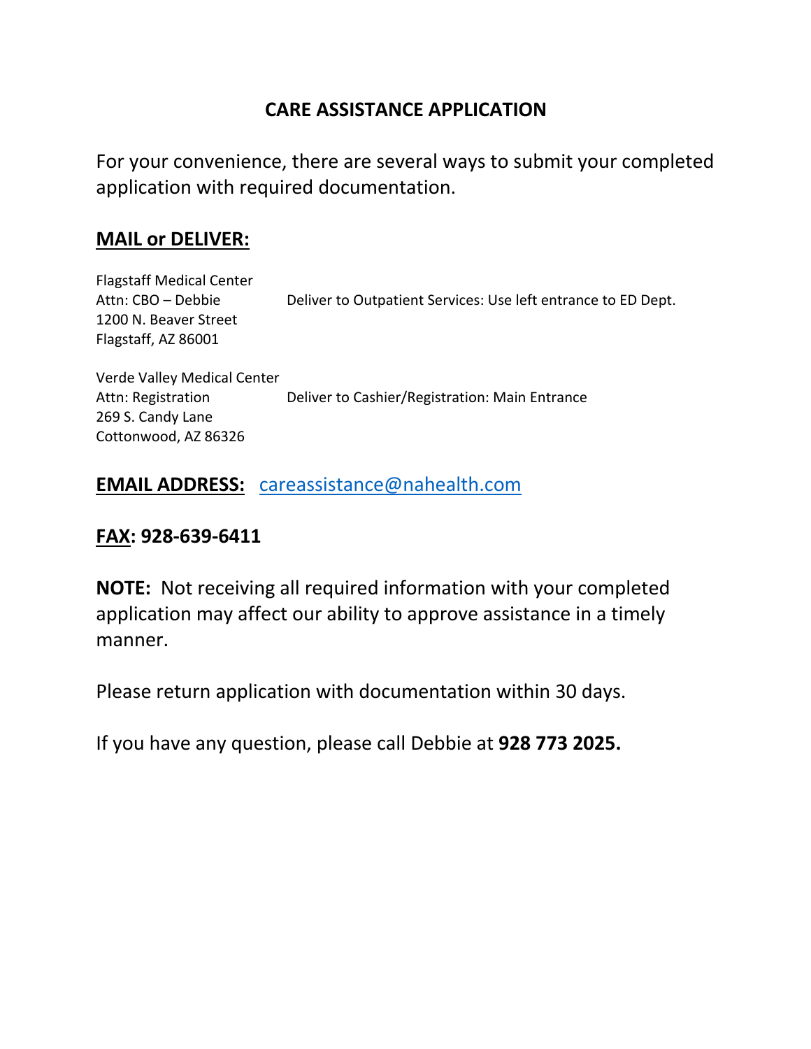# CARE ASSISTANCE APPLICATION

For your convenience, there are several ways to submit your completed application with required documentation.

## MAIL or DELIVER:

Flagstaff Medical Center
Attn: CBO – Debbie
1200 N. Beaver Street
Flagstaff, AZ 86001

Deliver to Outpatient Services: Use left entrance to ED Dept.

Verde Valley Medical Center
Attn: Registration
269 S. Candy Lane
Cottonwood, AZ 86326

Deliver to Cashier/Registration: Main Entrance

**EMAIL ADDRESS:** careassistance@nahealth.com

**FAX: 928-639-6411**

**NOTE:** Not receiving all required information with your completed application may affect our ability to approve assistance in a timely manner.

Please return application with documentation within 30 days.

If you have any question, please call Debbie at **928 773 2025.**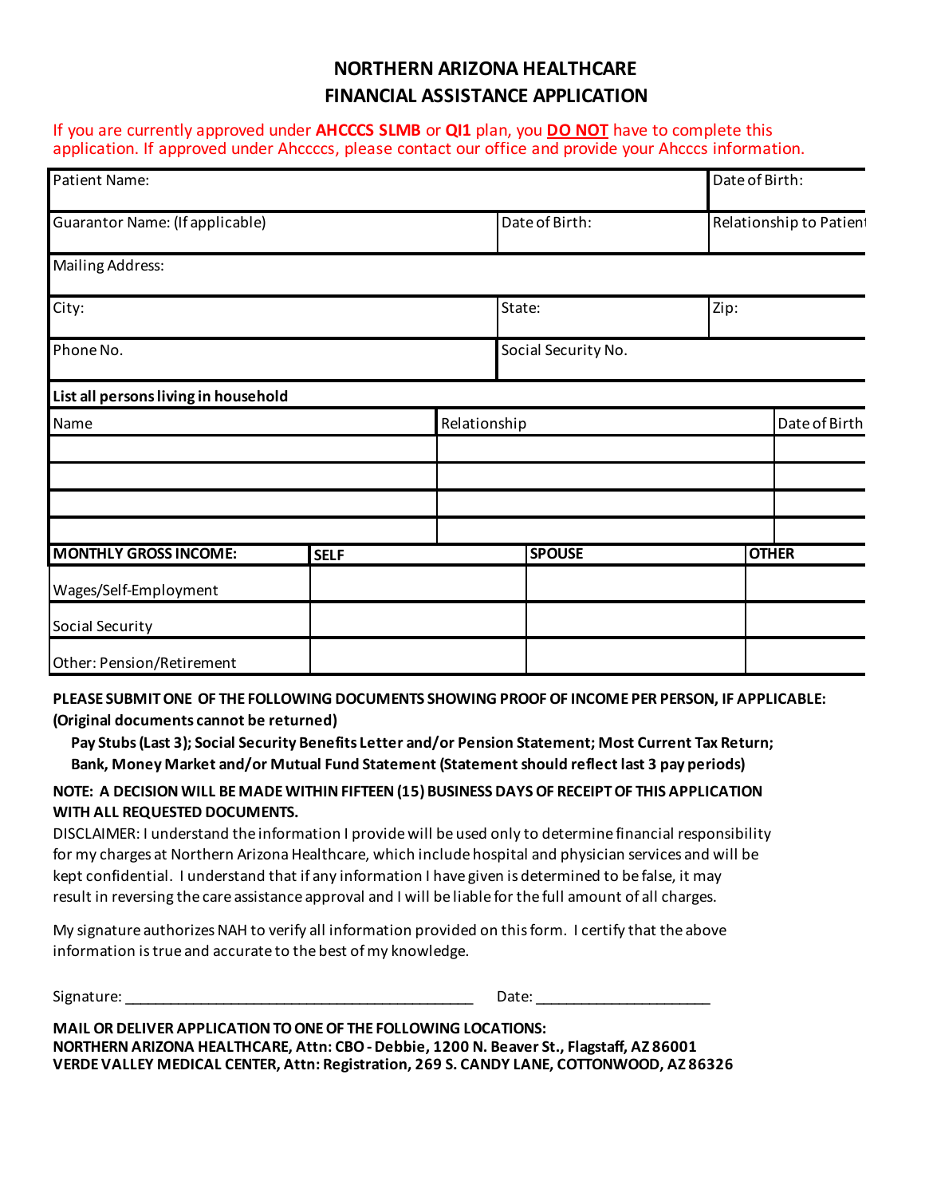# NORTHERN ARIZONA HEALTHCARE
# FINANCIAL ASSISTANCE APPLICATION

If you are currently approved under **AHCCCS SLMB** or **QI1** plan, you **DO NOT** have to complete this application. If approved under Ahccccs, please contact our office and provide your Ahcccs information.

| Patient Name: | | Date of Birth: |
|---|---|---|
| Guarantor Name: (If applicable) | Date of Birth: | Relationship to Patient |
| Mailing Address: | | |
| City: | State: | Zip: |
| Phone No. | Social Security No. | |

**List all persons living in household**

| Name | Relationship | Date of Birth |
|---|---|---|
| | | |
| | | |
| | | |
| | | |

| **MONTHLY GROSS INCOME:** | **SELF** | **SPOUSE** | **OTHER** |
|---|---|---|---|
| Wages/Self-Employment | | | |
| Social Security | | | |
| Other: Pension/Retirement | | | |

**PLEASE SUBMIT ONE OF THE FOLLOWING DOCUMENTS SHOWING PROOF OF INCOME PER PERSON, IF APPLICABLE: (Original documents cannot be returned)**

**Pay Stubs (Last 3); Social Security Benefits Letter and/or Pension Statement; Most Current Tax Return; Bank, Money Market and/or Mutual Fund Statement (Statement should reflect last 3 pay periods)**

**NOTE: A DECISION WILL BE MADE WITHIN FIFTEEN (15) BUSINESS DAYS OF RECEIPT OF THIS APPLICATION WITH ALL REQUESTED DOCUMENTS.**

DISCLAIMER: I understand the information I provide will be used only to determine financial responsibility for my charges at Northern Arizona Healthcare, which include hospital and physician services and will be kept confidential. I understand that if any information I have given is determined to be false, it may result in reversing the care assistance approval and I will be liable for the full amount of all charges.

My signature authorizes NAH to verify all information provided on this form. I certify that the above information is true and accurate to the best of my knowledge.

Signature: ____________________________________________ Date: ______________________

**MAIL OR DELIVER APPLICATION TO ONE OF THE FOLLOWING LOCATIONS:**
**NORTHERN ARIZONA HEALTHCARE, Attn: CBO - Debbie, 1200 N. Beaver St., Flagstaff, AZ 86001**
**VERDE VALLEY MEDICAL CENTER, Attn: Registration, 269 S. CANDY LANE, COTTONWOOD, AZ 86326**